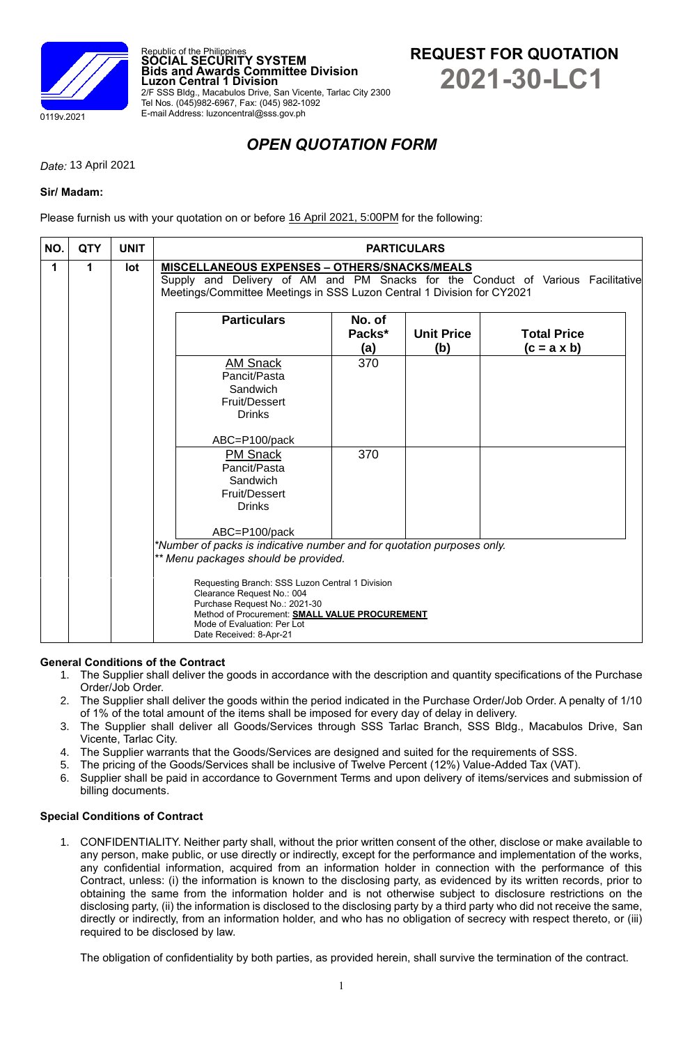Republic of the Philippines
**SOCIAL SECURITY SYSTEM**
**Bids and Awards Committee Division**
**Luzon Central 1 Division**
2/F SSS Bldg., Macabulos Drive, San Vicente, Tarlac City 2300
Tel Nos. (045)982-6967, Fax: (045) 982-1092
E-mail Address: luzoncentral@sss.gov.ph

0119v.2021

# REQUEST FOR QUOTATION
# 2021-30-LC1

## *OPEN QUOTATION FORM*

*Date:* 13 April 2021

**Sir/ Madam:**

Please furnish us with your quotation on or before 16 April 2021, 5:00PM for the following:

| NO. | QTY | UNIT | PARTICULARS |
|---|---|---|---|
| 1 | 1 | lot | **MISCELLANEOUS EXPENSES – OTHERS/SNACKS/MEALS**<br>Supply and Delivery of AM and PM Snacks for the Conduct of Various Facilitative Meetings/Committee Meetings in SSS Luzon Central 1 Division for CY2021 |

| Particulars | No. of Packs* (a) | Unit Price (b) | Total Price (c = a x b) |
|---|---|---|---|
| AM Snack<br>Pancit/Pasta<br>Sandwich<br>Fruit/Dessert<br>Drinks<br><br>ABC=P100/pack | 370 | | |
| PM Snack<br>Pancit/Pasta<br>Sandwich<br>Fruit/Dessert<br>Drinks<br><br>ABC=P100/pack | 370 | | |

*\*Number of packs is indicative number and for quotation purposes only.*
*\*\* Menu packages should be provided.*

Requesting Branch: SSS Luzon Central 1 Division
Clearance Request No.: 004
Purchase Request No.: 2021-30
Method of Procurement: **SMALL VALUE PROCUREMENT**
Mode of Evaluation: Per Lot
Date Received: 8-Apr-21

**General Conditions of the Contract**

1. The Supplier shall deliver the goods in accordance with the description and quantity specifications of the Purchase Order/Job Order.
2. The Supplier shall deliver the goods within the period indicated in the Purchase Order/Job Order. A penalty of 1/10 of 1% of the total amount of the items shall be imposed for every day of delay in delivery.
3. The Supplier shall deliver all Goods/Services through SSS Tarlac Branch, SSS Bldg., Macabulos Drive, San Vicente, Tarlac City.
4. The Supplier warrants that the Goods/Services are designed and suited for the requirements of SSS.
5. The pricing of the Goods/Services shall be inclusive of Twelve Percent (12%) Value-Added Tax (VAT).
6. Supplier shall be paid in accordance to Government Terms and upon delivery of items/services and submission of billing documents.

**Special Conditions of Contract**

1. CONFIDENTIALITY. Neither party shall, without the prior written consent of the other, disclose or make available to any person, make public, or use directly or indirectly, except for the performance and implementation of the works, any confidential information, acquired from an information holder in connection with the performance of this Contract, unless: (i) the information is known to the disclosing party, as evidenced by its written records, prior to obtaining the same from the information holder and is not otherwise subject to disclosure restrictions on the disclosing party, (ii) the information is disclosed to the disclosing party by a third party who did not receive the same, directly or indirectly, from an information holder, and who has no obligation of secrecy with respect thereto, or (iii) required to be disclosed by law.

   The obligation of confidentiality by both parties, as provided herein, shall survive the termination of the contract.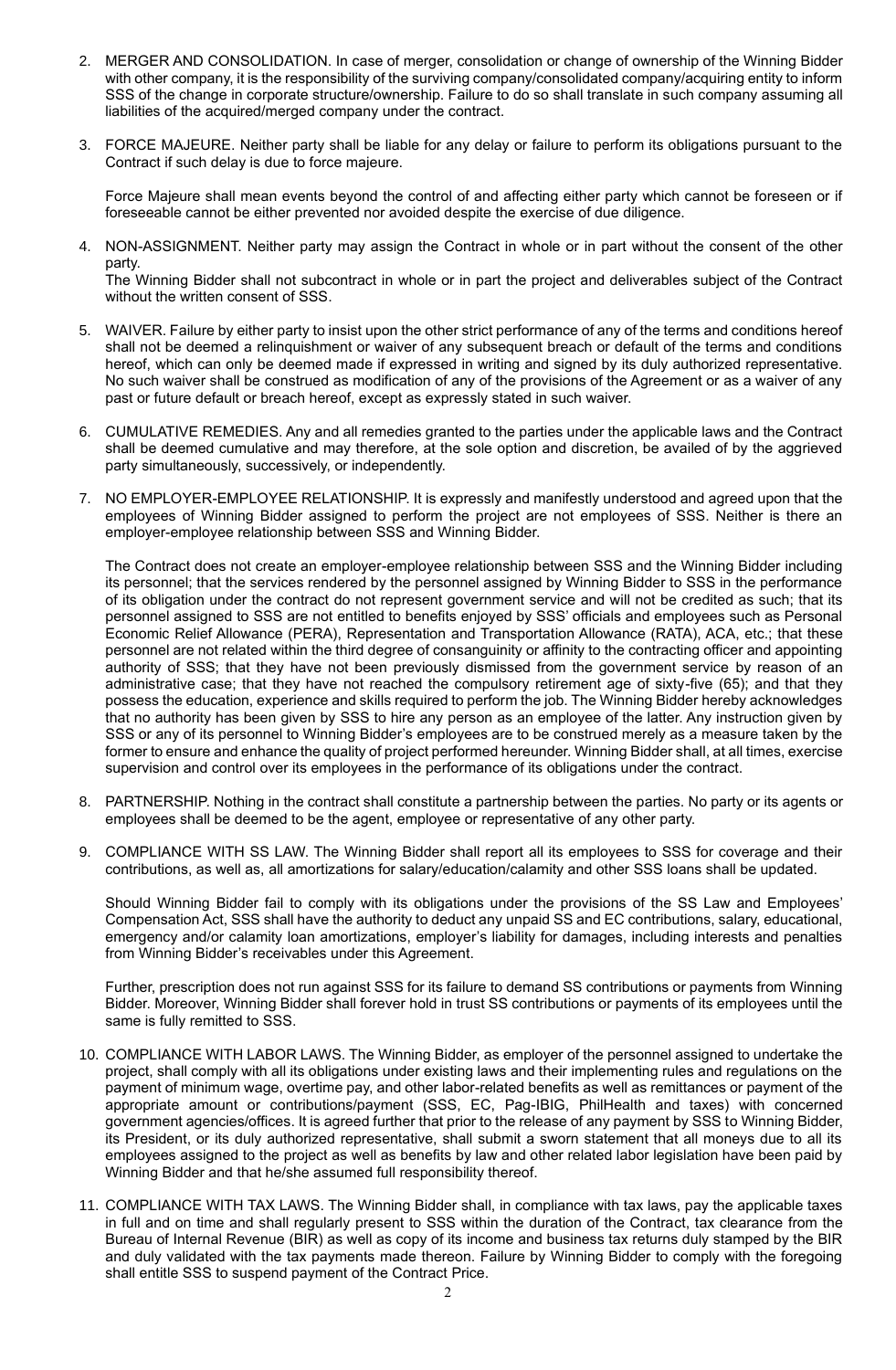2. MERGER AND CONSOLIDATION. In case of merger, consolidation or change of ownership of the Winning Bidder with other company, it is the responsibility of the surviving company/consolidated company/acquiring entity to inform SSS of the change in corporate structure/ownership. Failure to do so shall translate in such company assuming all liabilities of the acquired/merged company under the contract.

3. FORCE MAJEURE. Neither party shall be liable for any delay or failure to perform its obligations pursuant to the Contract if such delay is due to force majeure.

   Force Majeure shall mean events beyond the control of and affecting either party which cannot be foreseen or if foreseeable cannot be either prevented nor avoided despite the exercise of due diligence.

4. NON-ASSIGNMENT. Neither party may assign the Contract in whole or in part without the consent of the other party.
   The Winning Bidder shall not subcontract in whole or in part the project and deliverables subject of the Contract without the written consent of SSS.

5. WAIVER. Failure by either party to insist upon the other strict performance of any of the terms and conditions hereof shall not be deemed a relinquishment or waiver of any subsequent breach or default of the terms and conditions hereof, which can only be deemed made if expressed in writing and signed by its duly authorized representative. No such waiver shall be construed as modification of any of the provisions of the Agreement or as a waiver of any past or future default or breach hereof, except as expressly stated in such waiver.

6. CUMULATIVE REMEDIES. Any and all remedies granted to the parties under the applicable laws and the Contract shall be deemed cumulative and may therefore, at the sole option and discretion, be availed of by the aggrieved party simultaneously, successively, or independently.

7. NO EMPLOYER-EMPLOYEE RELATIONSHIP. It is expressly and manifestly understood and agreed upon that the employees of Winning Bidder assigned to perform the project are not employees of SSS. Neither is there an employer-employee relationship between SSS and Winning Bidder.

   The Contract does not create an employer-employee relationship between SSS and the Winning Bidder including its personnel; that the services rendered by the personnel assigned by Winning Bidder to SSS in the performance of its obligation under the contract do not represent government service and will not be credited as such; that its personnel assigned to SSS are not entitled to benefits enjoyed by SSS' officials and employees such as Personal Economic Relief Allowance (PERA), Representation and Transportation Allowance (RATA), ACA, etc.; that these personnel are not related within the third degree of consanguinity or affinity to the contracting officer and appointing authority of SSS; that they have not been previously dismissed from the government service by reason of an administrative case; that they have not reached the compulsory retirement age of sixty-five (65); and that they possess the education, experience and skills required to perform the job. The Winning Bidder hereby acknowledges that no authority has been given by SSS to hire any person as an employee of the latter. Any instruction given by SSS or any of its personnel to Winning Bidder's employees are to be construed merely as a measure taken by the former to ensure and enhance the quality of project performed hereunder. Winning Bidder shall, at all times, exercise supervision and control over its employees in the performance of its obligations under the contract.

8. PARTNERSHIP. Nothing in the contract shall constitute a partnership between the parties. No party or its agents or employees shall be deemed to be the agent, employee or representative of any other party.

9. COMPLIANCE WITH SS LAW. The Winning Bidder shall report all its employees to SSS for coverage and their contributions, as well as, all amortizations for salary/education/calamity and other SSS loans shall be updated.

   Should Winning Bidder fail to comply with its obligations under the provisions of the SS Law and Employees' Compensation Act, SSS shall have the authority to deduct any unpaid SS and EC contributions, salary, educational, emergency and/or calamity loan amortizations, employer's liability for damages, including interests and penalties from Winning Bidder's receivables under this Agreement.

   Further, prescription does not run against SSS for its failure to demand SS contributions or payments from Winning Bidder. Moreover, Winning Bidder shall forever hold in trust SS contributions or payments of its employees until the same is fully remitted to SSS.

10. COMPLIANCE WITH LABOR LAWS. The Winning Bidder, as employer of the personnel assigned to undertake the project, shall comply with all its obligations under existing laws and their implementing rules and regulations on the payment of minimum wage, overtime pay, and other labor-related benefits as well as remittances or payment of the appropriate amount or contributions/payment (SSS, EC, Pag-IBIG, PhilHealth and taxes) with concerned government agencies/offices. It is agreed further that prior to the release of any payment by SSS to Winning Bidder, its President, or its duly authorized representative, shall submit a sworn statement that all moneys due to all its employees assigned to the project as well as benefits by law and other related labor legislation have been paid by Winning Bidder and that he/she assumed full responsibility thereof.

11. COMPLIANCE WITH TAX LAWS. The Winning Bidder shall, in compliance with tax laws, pay the applicable taxes in full and on time and shall regularly present to SSS within the duration of the Contract, tax clearance from the Bureau of Internal Revenue (BIR) as well as copy of its income and business tax returns duly stamped by the BIR and duly validated with the tax payments made thereon. Failure by Winning Bidder to comply with the foregoing shall entitle SSS to suspend payment of the Contract Price.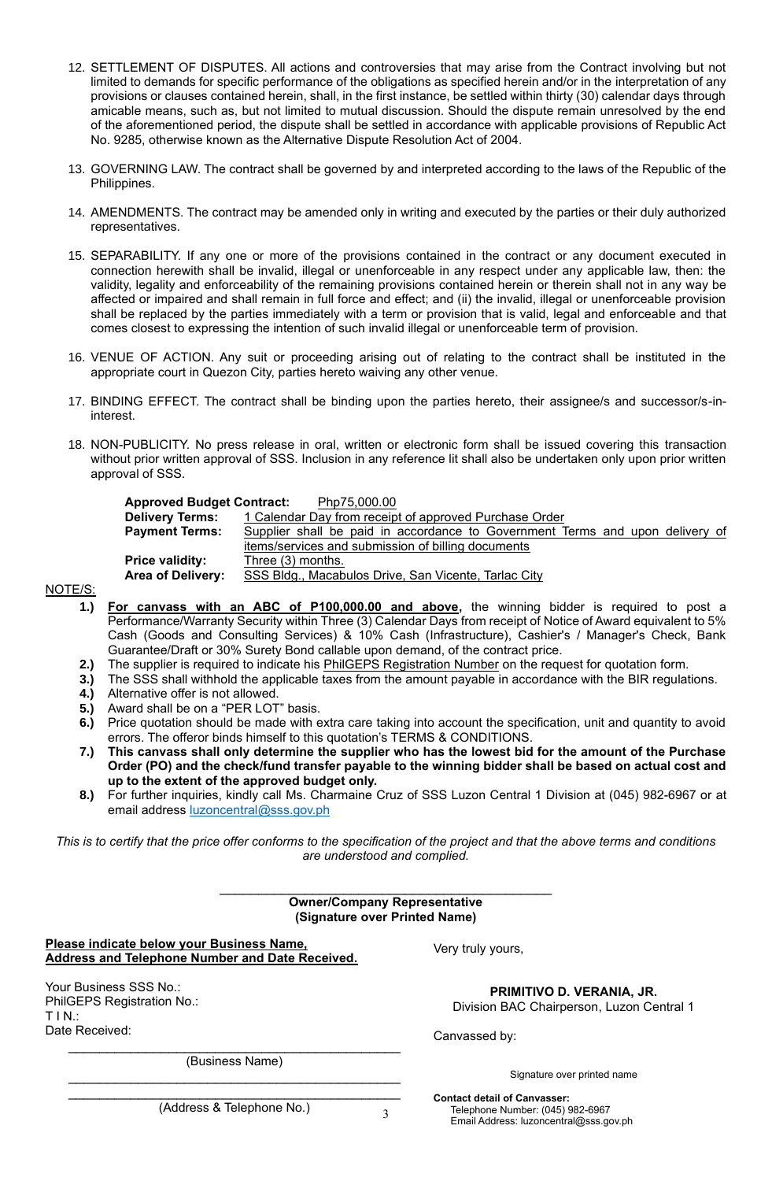12. SETTLEMENT OF DISPUTES. All actions and controversies that may arise from the Contract involving but not limited to demands for specific performance of the obligations as specified herein and/or in the interpretation of any provisions or clauses contained herein, shall, in the first instance, be settled within thirty (30) calendar days through amicable means, such as, but not limited to mutual discussion. Should the dispute remain unresolved by the end of the aforementioned period, the dispute shall be settled in accordance with applicable provisions of Republic Act No. 9285, otherwise known as the Alternative Dispute Resolution Act of 2004.

13. GOVERNING LAW. The contract shall be governed by and interpreted according to the laws of the Republic of the Philippines.

14. AMENDMENTS. The contract may be amended only in writing and executed by the parties or their duly authorized representatives.

15. SEPARABILITY. If any one or more of the provisions contained in the contract or any document executed in connection herewith shall be invalid, illegal or unenforceable in any respect under any applicable law, then: the validity, legality and enforceability of the remaining provisions contained herein or therein shall not in any way be affected or impaired and shall remain in full force and effect; and (ii) the invalid, illegal or unenforceable provision shall be replaced by the parties immediately with a term or provision that is valid, legal and enforceable and that comes closest to expressing the intention of such invalid illegal or unenforceable term of provision.

16. VENUE OF ACTION. Any suit or proceeding arising out of relating to the contract shall be instituted in the appropriate court in Quezon City, parties hereto waiving any other venue.

17. BINDING EFFECT. The contract shall be binding upon the parties hereto, their assignee/s and successor/s-in-interest.

18. NON-PUBLICITY. No press release in oral, written or electronic form shall be issued covering this transaction without prior written approval of SSS. Inclusion in any reference lit shall also be undertaken only upon prior written approval of SSS.

**Approved Budget Contract:** Php75,000.00
**Delivery Terms:** 1 Calendar Day from receipt of approved Purchase Order
**Payment Terms:** Supplier shall be paid in accordance to Government Terms and upon delivery of items/services and submission of billing documents
**Price validity:** Three (3) months.
**Area of Delivery:** SSS Bldg., Macabulos Drive, San Vicente, Tarlac City

NOTE/S:

1. **For canvass with an ABC of P100,000.00 and above,** the winning bidder is required to post a Performance/Warranty Security within Three (3) Calendar Days from receipt of Notice of Award equivalent to 5% Cash (Goods and Consulting Services) & 10% Cash (Infrastructure), Cashier's / Manager's Check, Bank Guarantee/Draft or 30% Surety Bond callable upon demand, of the contract price.
2. The supplier is required to indicate his PhilGEPS Registration Number on the request for quotation form.
3. The SSS shall withhold the applicable taxes from the amount payable in accordance with the BIR regulations.
4. Alternative offer is not allowed.
5. Award shall be on a "PER LOT" basis.
6. Price quotation should be made with extra care taking into account the specification, unit and quantity to avoid errors. The offeror binds himself to this quotation's TERMS & CONDITIONS.
7. **This canvass shall only determine the supplier who has the lowest bid for the amount of the Purchase Order (PO) and the check/fund transfer payable to the winning bidder shall be based on actual cost and up to the extent of the approved budget only.**
8. For further inquiries, kindly call Ms. Charmaine Cruz of SSS Luzon Central 1 Division at (045) 982-6967 or at email address luzoncentral@sss.gov.ph

*This is to certify that the price offer conforms to the specification of the project and that the above terms and conditions are understood and complied.*

\_\_\_\_\_\_\_\_\_\_\_\_\_\_\_\_\_\_\_\_\_\_\_\_\_\_\_\_\_\_\_\_\_\_\_\_\_\_\_\_
**Owner/Company Representative**
**(Signature over Printed Name)**

**Please indicate below your Business Name, Address and Telephone Number and Date Received.**

Your Business SSS No.:
PhilGEPS Registration No.:
T I N.:
Date Received:

\_\_\_\_\_\_\_\_\_\_\_\_\_\_\_\_\_\_\_\_\_\_\_\_\_\_\_\_\_\_\_\_\_\_\_\_\_\_\_\_
(Business Name)

\_\_\_\_\_\_\_\_\_\_\_\_\_\_\_\_\_\_\_\_\_\_\_\_\_\_\_\_\_\_\_\_\_\_\_\_\_\_\_\_
\_\_\_\_\_\_\_\_\_\_\_\_\_\_\_\_\_\_\_\_\_\_\_\_\_\_\_\_\_\_\_\_\_\_\_\_\_\_\_\_
(Address & Telephone No.)

Very truly yours,

**PRIMITIVO D. VERANIA, JR.**
Division BAC Chairperson, Luzon Central 1

Canvassed by:

Signature over printed name

**Contact detail of Canvasser:**
Telephone Number: (045) 982-6967
Email Address: luzoncentral@sss.gov.ph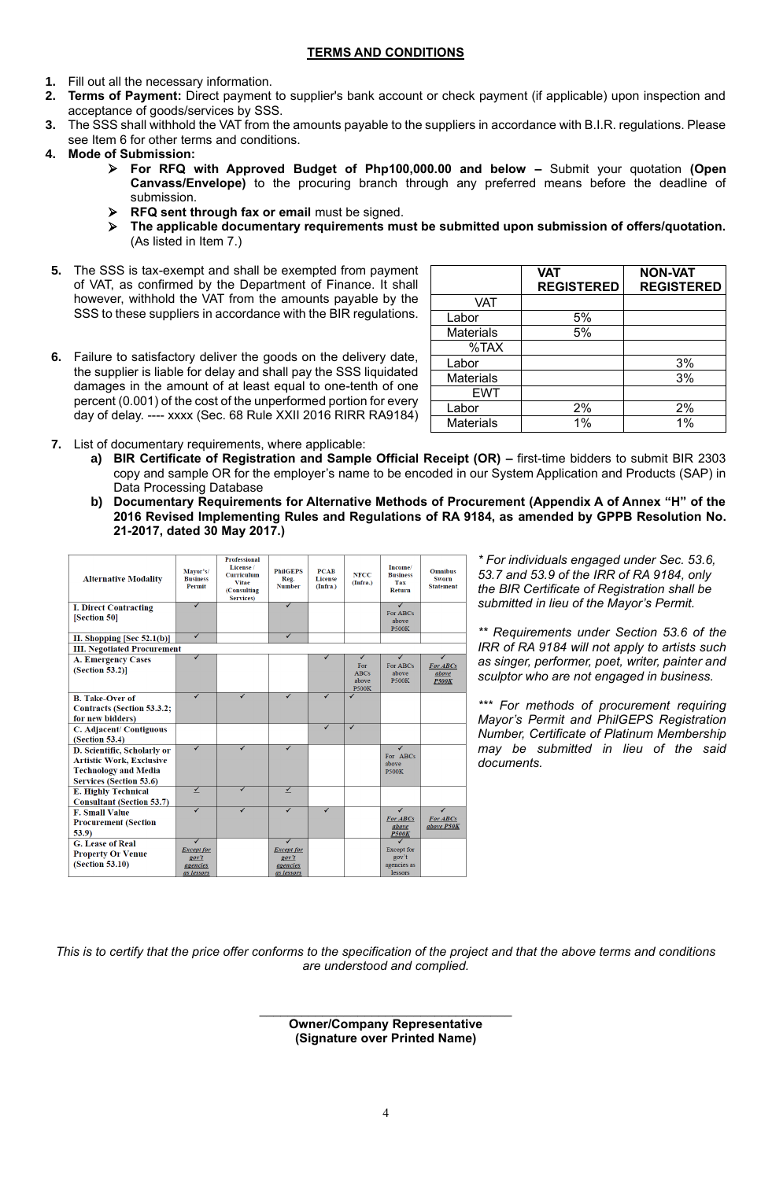## TERMS AND CONDITIONS

1. Fill out all the necessary information.
2. **Terms of Payment:** Direct payment to supplier's bank account or check payment (if applicable) upon inspection and acceptance of goods/services by SSS.
3. The SSS shall withhold the VAT from the amounts payable to the suppliers in accordance with B.I.R. regulations. Please see Item 6 for other terms and conditions.
4. **Mode of Submission:**
   - **For RFQ with Approved Budget of Php100,000.00 and below –** Submit your quotation **(Open Canvass/Envelope)** to the procuring branch through any preferred means before the deadline of submission.
   - **RFQ sent through fax or email** must be signed.
   - **The applicable documentary requirements must be submitted upon submission of offers/quotation.** (As listed in Item 7.)

5. The SSS is tax-exempt and shall be exempted from payment of VAT, as confirmed by the Department of Finance. It shall however, withhold the VAT from the amounts payable by the SSS to these suppliers in accordance with the BIR regulations.

6. Failure to satisfactory deliver the goods on the delivery date, the supplier is liable for delay and shall pay the SSS liquidated damages in the amount of at least equal to one-tenth of one percent (0.001) of the cost of the unperformed portion for every day of delay. ---- xxxx (Sec. 68 Rule XXII 2016 RIRR RA9184)

| | VAT REGISTERED | NON-VAT REGISTERED |
|---|---|---|
| VAT | | |
| Labor | 5% | |
| Materials | 5% | |
| %TAX | | |
| Labor | | 3% |
| Materials | | 3% |
| EWT | | |
| Labor | 2% | 2% |
| Materials | 1% | 1% |

7. List of documentary requirements, where applicable:
   a) **BIR Certificate of Registration and Sample Official Receipt (OR) –** first-time bidders to submit BIR 2303 copy and sample OR for the employer's name to be encoded in our System Application and Products (SAP) in Data Processing Database
   b) **Documentary Requirements for Alternative Methods of Procurement (Appendix A of Annex "H" of the 2016 Revised Implementing Rules and Regulations of RA 9184, as amended by GPPB Resolution No. 21-2017, dated 30 May 2017.)**

| Alternative Modality | Mayor's/ Business Permit | Professional License / Curriculum Vitae (Consulting Services) | PhilGEPS Reg. Number | PCAB License (Infra.) | NFCC (Infra.) | Income/ Business Tax Return | Omnibus Sworn Statement |
|---|---|---|---|---|---|---|---|
| I. Direct Contracting [Section 50] | ✓ | | ✓ | | | ✓ For ABCs above P500K | |
| II. Shopping [Sec 52.1(b)] | ✓ | | ✓ | | | | |
| III. Negotiated Procurement | | | | | | | |
| A. Emergency Cases (Section 53.2)] | ✓ | | | ✓ | ✓ For ABCs above P500K | ✓ For ABCs above P500K | ✓ *For ABCs above P500K* |
| B. Take-Over of Contracts (Section 53.3.2; for new bidders) | ✓ | ✓ | ✓ | ✓ | ✓ | | |
| C. Adjacent/ Contiguous (Section 53.4) | | | | ✓ | ✓ | | |
| D. Scientific, Scholarly or Artistic Work, Exclusive Technology and Media Services (Section 53.6) | ✓ | ✓ | ✓ | | | ✓ For ABCs above P500K | |
| E. Highly Technical Consultant (Section 53.7) | ✓ | ✓ | ✓ | | | | |
| F. Small Value Procurement (Section 53.9) | ✓ | ✓ | ✓ | ✓ | | ✓ *For ABCs above P500K* | ✓ *For ABCs above P50K* |
| G. Lease of Real Property Or Venue (Section 53.10) | ✓ *Except for gov't agencies as lessors* | | ✓ *Except for gov't agencies as lessors* | | | ✓ Except for gov't agencies as lessors | |

*\* For individuals engaged under Sec. 53.6, 53.7 and 53.9 of the IRR of RA 9184, only the BIR Certificate of Registration shall be submitted in lieu of the Mayor's Permit.*

*\*\* Requirements under Section 53.6 of the IRR of RA 9184 will not apply to artists such as singer, performer, poet, writer, painter and sculptor who are not engaged in business.*

*\*\*\* For methods of procurement requiring Mayor's Permit and PhilGEPS Registration Number, Certificate of Platinum Membership may be submitted in lieu of the said documents.*

*This is to certify that the price offer conforms to the specification of the project and that the above terms and conditions are understood and complied.*

\_\_\_\_\_\_\_\_\_\_\_\_\_\_\_\_\_\_\_\_\_\_\_\_\_\_\_\_\_\_\_\_\_\_\_\_

**Owner/Company Representative**
**(Signature over Printed Name)**